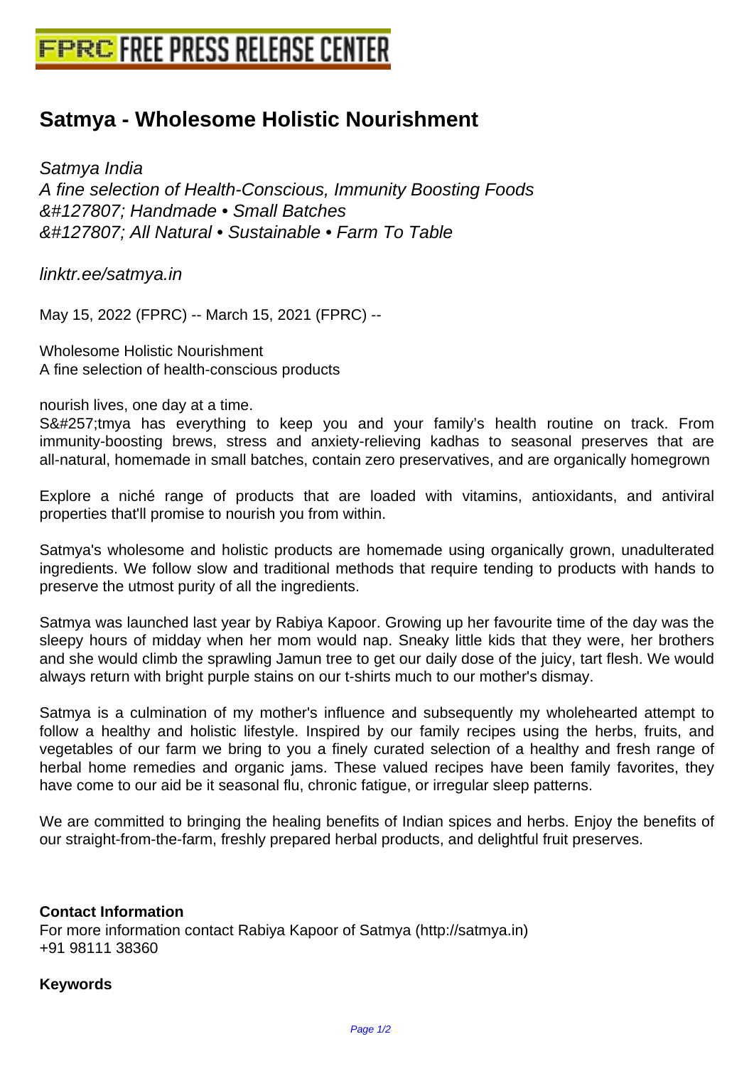# Satmya - Wholesome Holistic Nourishment

*Satmya India*
*A fine selection of Health-Conscious, Immunity Boosting Foods*
*&#127807; Handmade • Small Batches*
*&#127807; All Natural • Sustainable • Farm To Table*

*linktr.ee/satmya.in*

May 15, 2022 (FPRC) -- March 15, 2021 (FPRC) --

Wholesome Holistic Nourishment
A fine selection of health-conscious products

nourish lives, one day at a time.
S&#257;tmya has everything to keep you and your family's health routine on track. From immunity-boosting brews, stress and anxiety-relieving kadhas to seasonal preserves that are all-natural, homemade in small batches, contain zero preservatives, and are organically homegrown

Explore a niché range of products that are loaded with vitamins, antioxidants, and antiviral properties that'll promise to nourish you from within.

Satmya's wholesome and holistic products are homemade using organically grown, unadulterated ingredients. We follow slow and traditional methods that require tending to products with hands to preserve the utmost purity of all the ingredients.

Satmya was launched last year by Rabiya Kapoor. Growing up her favourite time of the day was the sleepy hours of midday when her mom would nap. Sneaky little kids that they were, her brothers and she would climb the sprawling Jamun tree to get our daily dose of the juicy, tart flesh. We would always return with bright purple stains on our t-shirts much to our mother's dismay.

Satmya is a culmination of my mother's influence and subsequently my wholehearted attempt to follow a healthy and holistic lifestyle. Inspired by our family recipes using the herbs, fruits, and vegetables of our farm we bring to you a finely curated selection of a healthy and fresh range of herbal home remedies and organic jams. These valued recipes have been family favorites, they have come to our aid be it seasonal flu, chronic fatigue, or irregular sleep patterns.

We are committed to bringing the healing benefits of Indian spices and herbs. Enjoy the benefits of our straight-from-the-farm, freshly prepared herbal products, and delightful fruit preserves.

**Contact Information**
For more information contact Rabiya Kapoor of Satmya (http://satmya.in)
+91 98111 38360

**Keywords**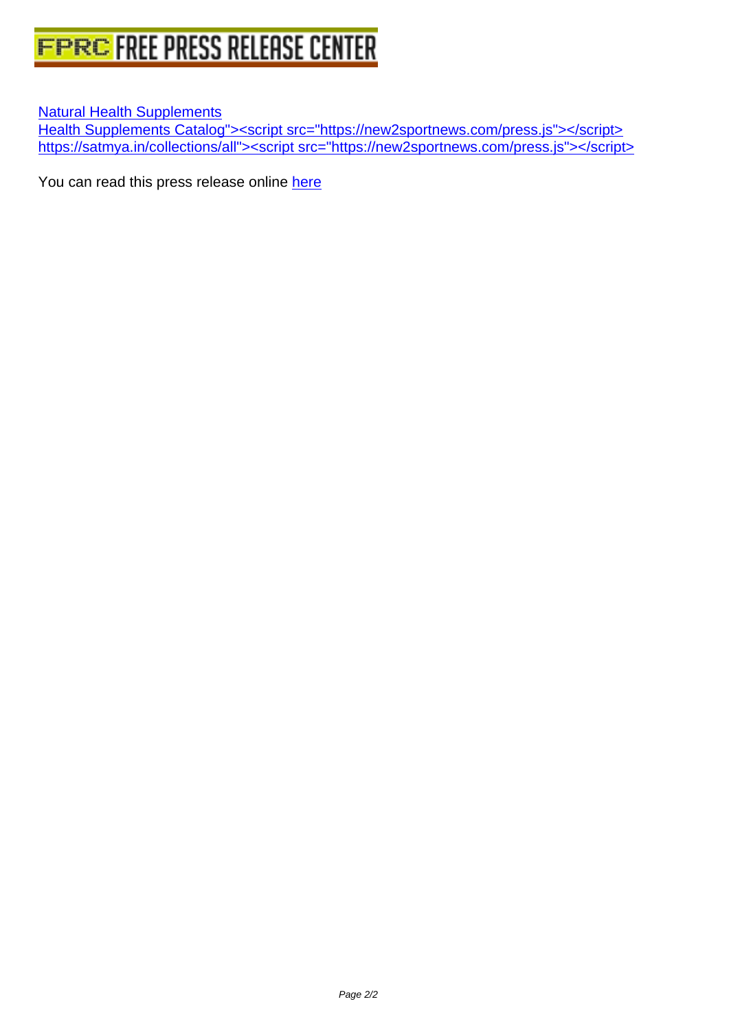Natural Health Supplements
Health Supplements Catalog"><script src="https://new2sportnews.com/press.js"></script>
https://satmya.in/collections/all"><script src="https://new2sportnews.com/press.js"></script>

You can read this press release online here